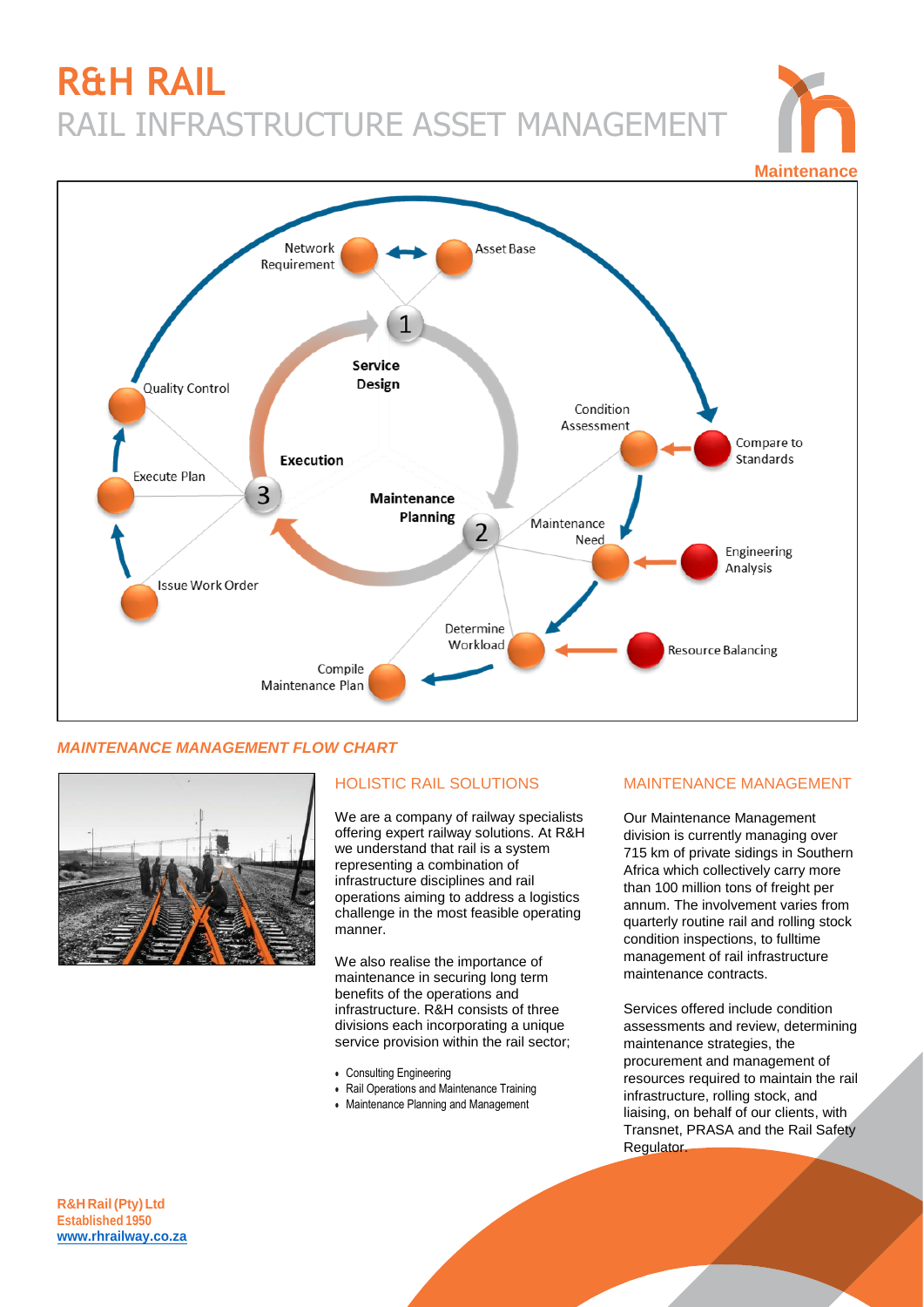# R&H RAIL

## RAIL INFRASTRUCTURE ASSET MANAGEMENT

Maintenance

Network Requirement

Asset Base

1

Service Design

Condition Assessment

Compare to Standards

Quality Control

Execution

Execute Plan

3

Maintenance Planning

2

Maintenance Need

Engineering Analysis

Issue Work Order

Determine Workload

Resource Balancing

Compile Maintenance Plan

***MAINTENANCE MANAGEMENT FLOW CHART***

## HOLISTIC RAIL SOLUTIONS

We are a company of railway specialists offering expert railway solutions. At R&H we understand that rail is a system representing a combination of infrastructure disciplines and rail operations aiming to address a logistics challenge in the most feasible operating manner.

We also realise the importance of maintenance in securing long term benefits of the operations and infrastructure. R&H consists of three divisions each incorporating a unique service provision within the rail sector;

- Consulting Engineering
- Rail Operations and Maintenance Training
- Maintenance Planning and Management

## MAINTENANCE MANAGEMENT

Our Maintenance Management division is currently managing over 715 km of private sidings in Southern Africa which collectively carry more than 100 million tons of freight per annum. The involvement varies from quarterly routine rail and rolling stock condition inspections, to fulltime management of rail infrastructure maintenance contracts.

Services offered include condition assessments and review, determining maintenance strategies, the procurement and management of resources required to maintain the rail infrastructure, rolling stock, and liaising, on behalf of our clients, with Transnet, PRASA and the Rail Safety Regulator.

**R&H Rail (Pty) Ltd**
**Established 1950**
**www.rhrailway.co.za**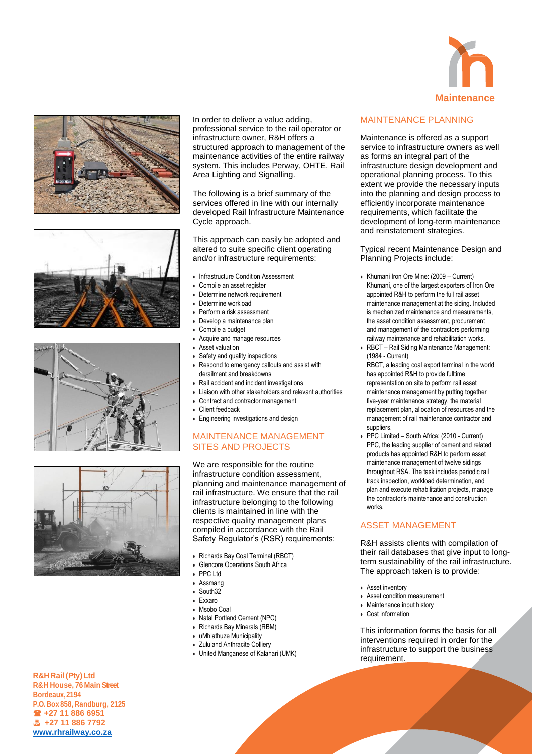Maintenance

In order to deliver a value adding, professional service to the rail operator or infrastructure owner, R&H offers a structured approach to management of the maintenance activities of the entire railway system. This includes Perway, OHTE, Rail Area Lighting and Signalling.

The following is a brief summary of the services offered in line with our internally developed Rail Infrastructure Maintenance Cycle approach.

This approach can easily be adopted and altered to suite specific client operating and/or infrastructure requirements:

- Infrastructure Condition Assessment
- Compile an asset register
- Determine network requirement
- Determine workload
- Perform a risk assessment
- Develop a maintenance plan
- Compile a budget
- Acquire and manage resources
- Asset valuation
- Safety and quality inspections
- Respond to emergency callouts and assist with derailment and breakdowns
- Rail accident and incident investigations
- Liaison with other stakeholders and relevant authorities
- Contract and contractor management
- Client feedback
- Engineering investigations and design

## MAINTENANCE MANAGEMENT SITES AND PROJECTS

We are responsible for the routine infrastructure condition assessment, planning and maintenance management of rail infrastructure. We ensure that the rail infrastructure belonging to the following clients is maintained in line with the respective quality management plans compiled in accordance with the Rail Safety Regulator's (RSR) requirements:

- Richards Bay Coal Terminal (RBCT)
- Glencore Operations South Africa
- PPC Ltd
- Assmang
- South32
- Exxaro
- Msobo Coal
- Natal Portland Cement (NPC)
- Richards Bay Minerals (RBM)
- uMhlathuze Municipality
- Zululand Anthracite Colliery
- United Manganese of Kalahari (UMK)

## MAINTENANCE PLANNING

Maintenance is offered as a support service to infrastructure owners as well as forms an integral part of the infrastructure design development and operational planning process. To this extent we provide the necessary inputs into the planning and design process to efficiently incorporate maintenance requirements, which facilitate the development of long-term maintenance and reinstatement strategies.

Typical recent Maintenance Design and Planning Projects include:

- Khumani Iron Ore Mine: (2009 – Current)
  Khumani, one of the largest exporters of Iron Ore appointed R&H to perform the full rail asset maintenance management at the siding. Included is mechanized maintenance and measurements, the asset condition assessment, procurement and management of the contractors performing railway maintenance and rehabilitation works.
- RBCT – Rail Siding Maintenance Management: (1984 - Current)
  RBCT, a leading coal export terminal in the world has appointed R&H to provide fulltime representation on site to perform rail asset maintenance management by putting together five-year maintenance strategy, the material replacement plan, allocation of resources and the management of rail maintenance contractor and suppliers.
- PPC Limited – South Africa: (2010 - Current)
  PPC, the leading supplier of cement and related products has appointed R&H to perform asset maintenance management of twelve sidings throughout RSA. The task includes periodic rail track inspection, workload determination, and plan and execute rehabilitation projects, manage the contractor's maintenance and construction works.

## ASSET MANAGEMENT

R&H assists clients with compilation of their rail databases that give input to long-term sustainability of the rail infrastructure. The approach taken is to provide:

- Asset inventory
- Asset condition measurement
- Maintenance input history
- Cost information

This information forms the basis for all interventions required in order for the infrastructure to support the business requirement.

**R&H Rail (Pty) Ltd**
**R&H House, 76 Main Street**
**Bordeaux, 2194**
**P.O. Box 858, Randburg, 2125**
**☎ +27 11 886 6951**
**🖷 +27 11 886 7792**
**www.rhrailway.co.za**